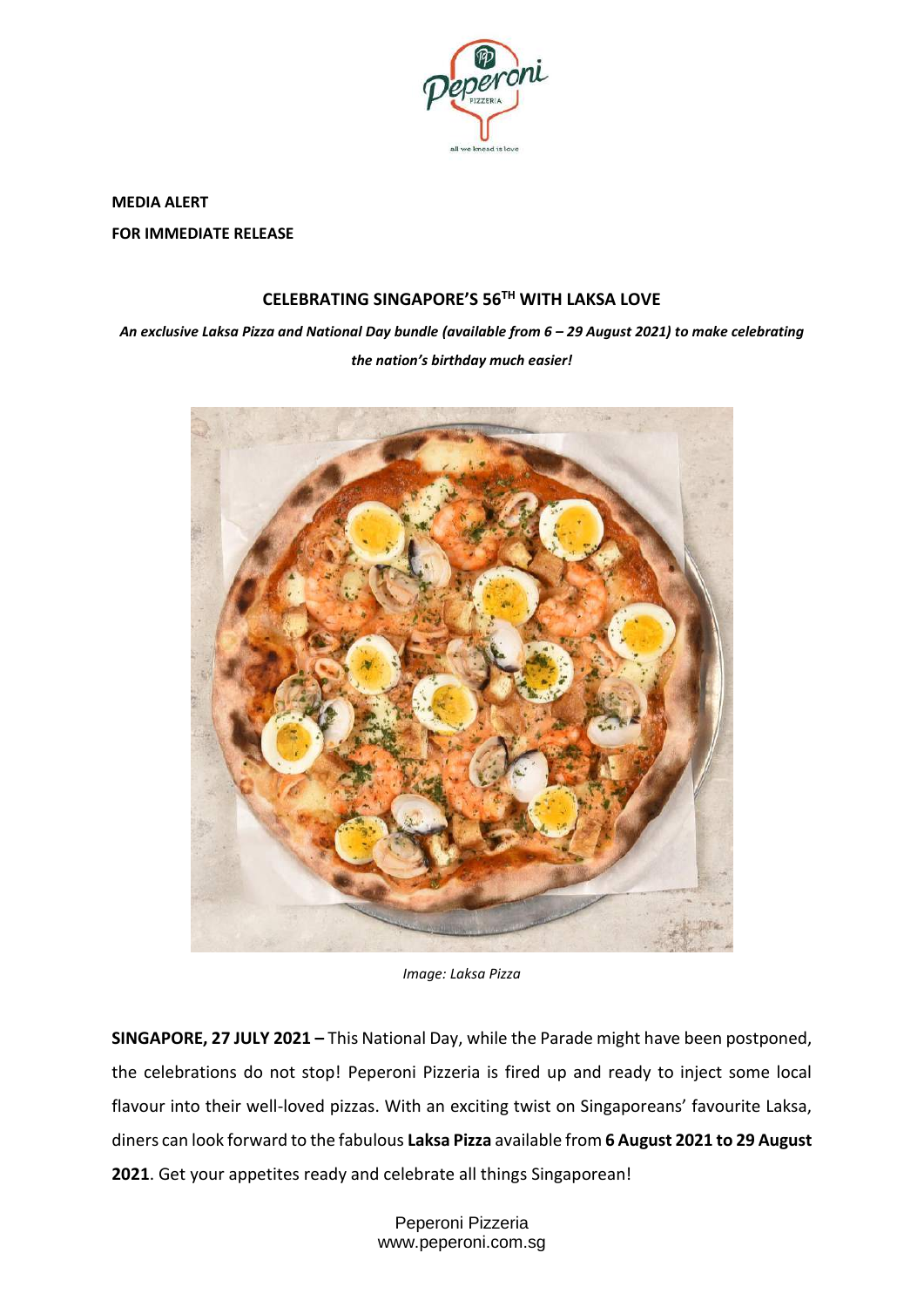**MEDIA ALERT**

**FOR IMMEDIATE RELEASE**

## CELEBRATING SINGAPORE'S 56TH WITH LAKSA LOVE

***An exclusive Laksa Pizza and National Day bundle (available from 6 – 29 August 2021) to make celebrating the nation's birthday much easier!***

*Image: Laksa Pizza*

**SINGAPORE, 27 JULY 2021 –** This National Day, while the Parade might have been postponed, the celebrations do not stop! Peperoni Pizzeria is fired up and ready to inject some local flavour into their well-loved pizzas. With an exciting twist on Singaporeans' favourite Laksa, diners can look forward to the fabulous **Laksa Pizza** available from **6 August 2021 to 29 August 2021**. Get your appetites ready and celebrate all things Singaporean!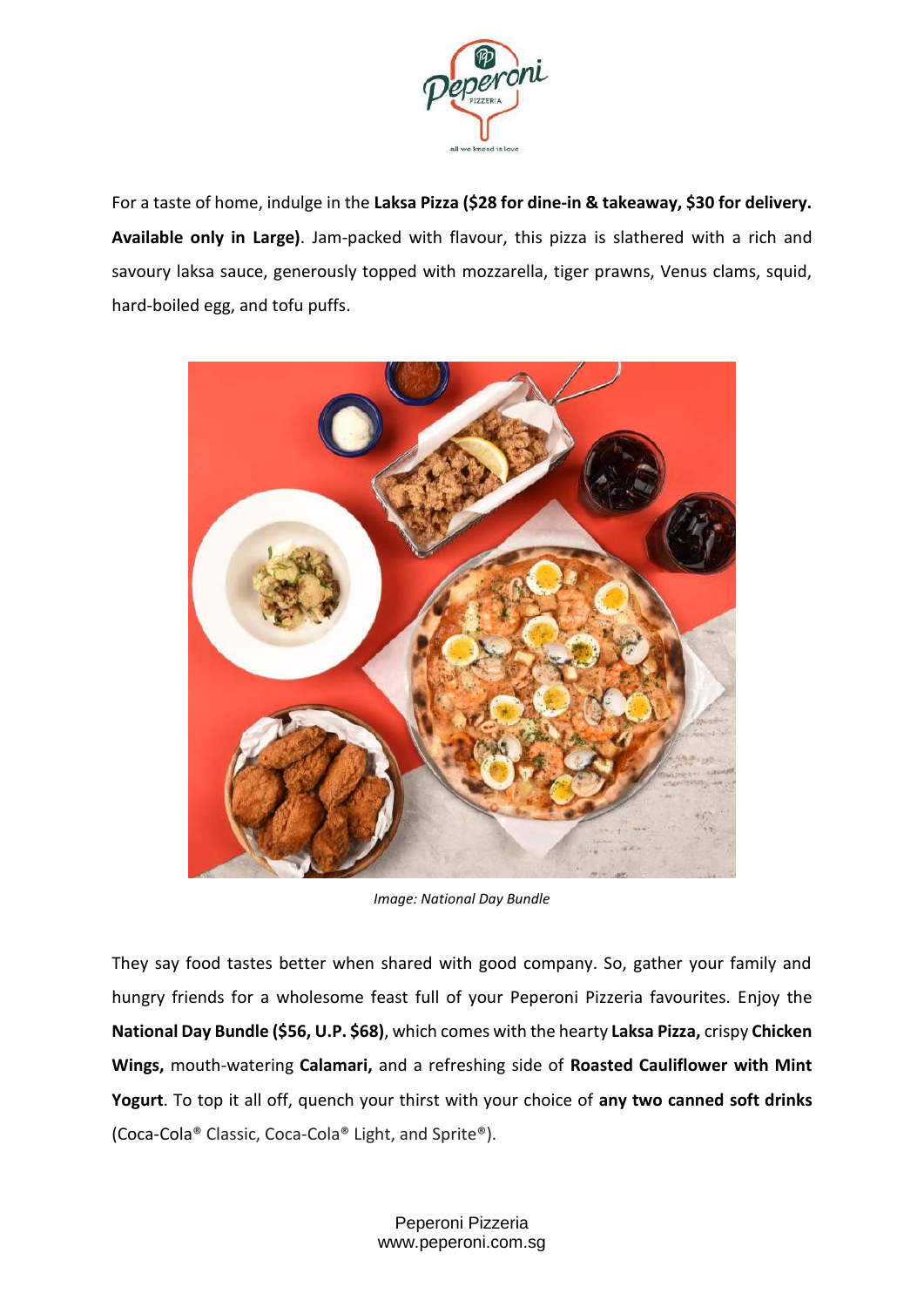For a taste of home, indulge in the **Laksa Pizza ($28 for dine-in & takeaway, $30 for delivery. Available only in Large)**. Jam-packed with flavour, this pizza is slathered with a rich and savoury laksa sauce, generously topped with mozzarella, tiger prawns, Venus clams, squid, hard-boiled egg, and tofu puffs.

*Image: National Day Bundle*

They say food tastes better when shared with good company. So, gather your family and hungry friends for a wholesome feast full of your Peperoni Pizzeria favourites. Enjoy the **National Day Bundle ($56, U.P. $68)**, which comes with the hearty **Laksa Pizza,** crispy **Chicken Wings,** mouth-watering **Calamari,** and a refreshing side of **Roasted Cauliflower with Mint Yogurt**. To top it all off, quench your thirst with your choice of **any two canned soft drinks** (Coca-Cola® Classic, Coca-Cola® Light, and Sprite®).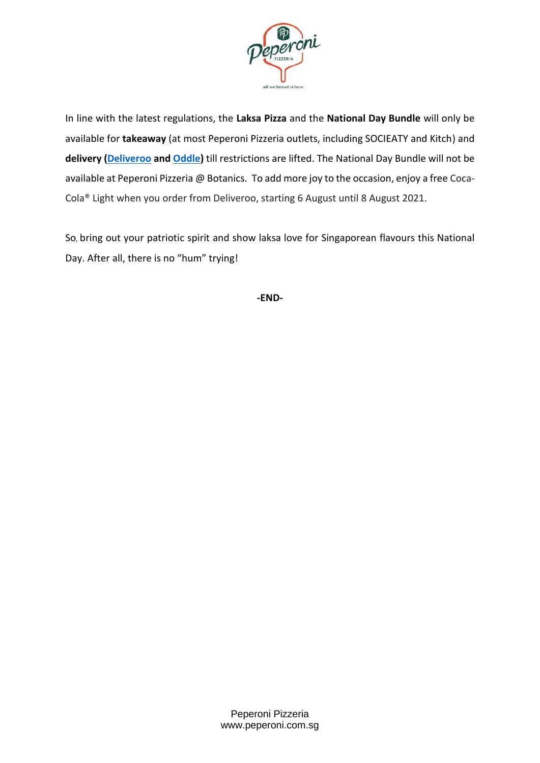In line with the latest regulations, the **Laksa Pizza** and the **National Day Bundle** will only be available for **takeaway** (at most Peperoni Pizzeria outlets, including SOCIEATY and Kitch) and **delivery (Deliveroo and Oddle)** till restrictions are lifted. The National Day Bundle will not be available at Peperoni Pizzeria @ Botanics. To add more joy to the occasion, enjoy a free Coca-Cola® Light when you order from Deliveroo, starting 6 August until 8 August 2021.

So, bring out your patriotic spirit and show laksa love for Singaporean flavours this National Day. After all, there is no "hum" trying!

**-END-**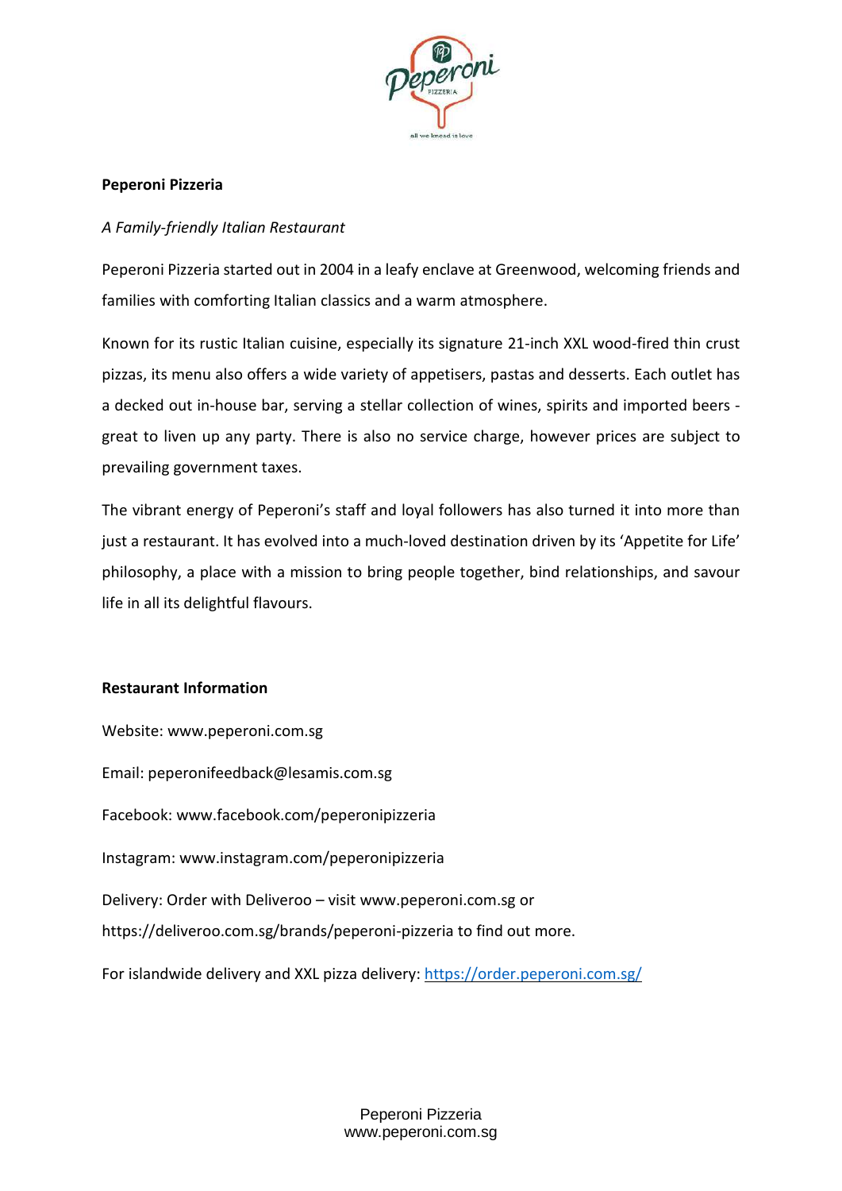**Peperoni Pizzeria**

*A Family-friendly Italian Restaurant*

Peperoni Pizzeria started out in 2004 in a leafy enclave at Greenwood, welcoming friends and families with comforting Italian classics and a warm atmosphere.

Known for its rustic Italian cuisine, especially its signature 21-inch XXL wood-fired thin crust pizzas, its menu also offers a wide variety of appetisers, pastas and desserts. Each outlet has a decked out in-house bar, serving a stellar collection of wines, spirits and imported beers - great to liven up any party. There is also no service charge, however prices are subject to prevailing government taxes.

The vibrant energy of Peperoni's staff and loyal followers has also turned it into more than just a restaurant. It has evolved into a much-loved destination driven by its 'Appetite for Life' philosophy, a place with a mission to bring people together, bind relationships, and savour life in all its delightful flavours.

**Restaurant Information**

Website: www.peperoni.com.sg

Email: peperonifeedback@lesamis.com.sg

Facebook: www.facebook.com/peperonipizzeria

Instagram: www.instagram.com/peperonipizzeria

Delivery: Order with Deliveroo – visit www.peperoni.com.sg or https://deliveroo.com.sg/brands/peperoni-pizzeria to find out more.

For islandwide delivery and XXL pizza delivery: [https://order.peperoni.com.sg/](https://order.peperoni.com.sg/)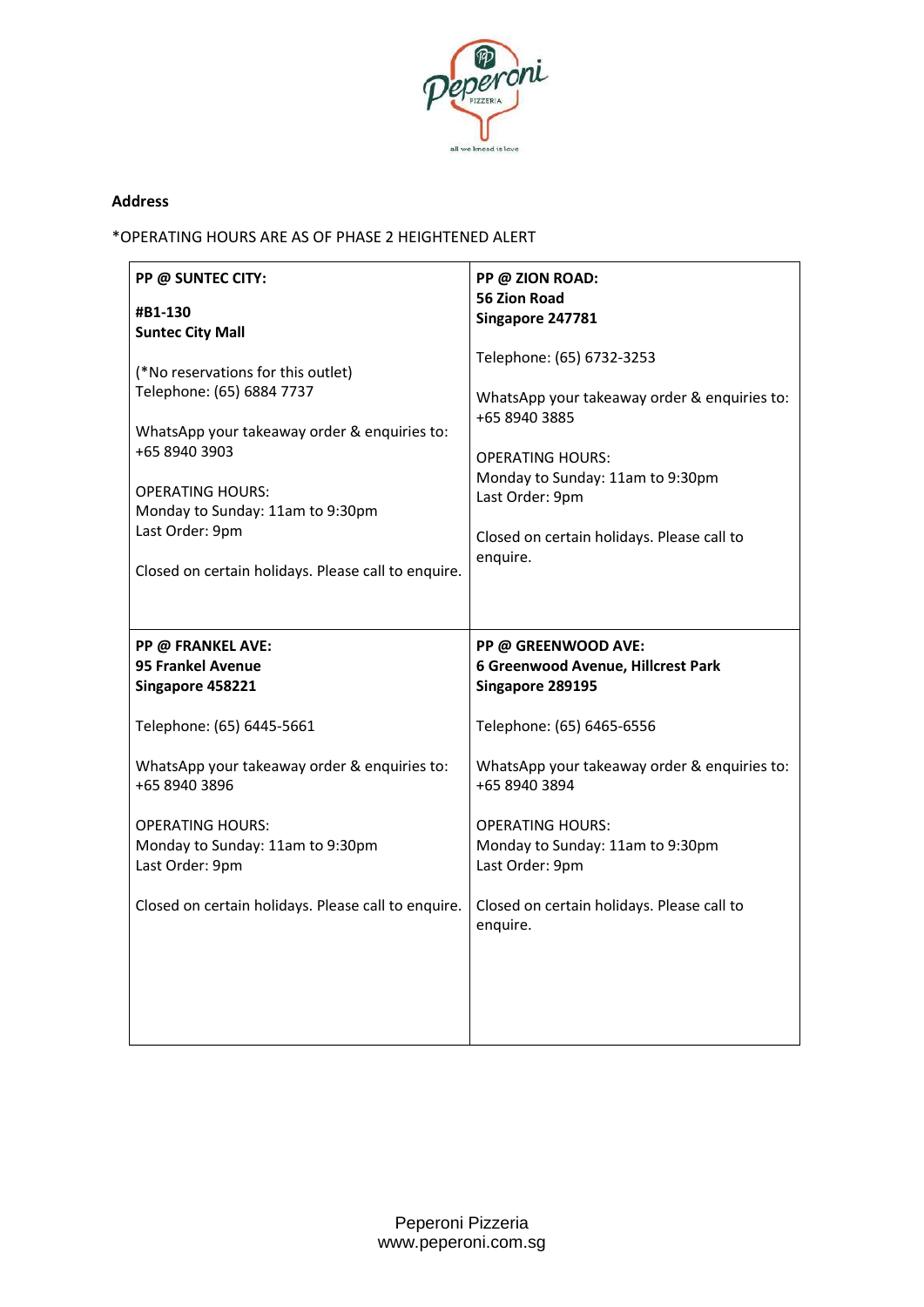**Address**

*OPERATING HOURS ARE AS OF PHASE 2 HEIGHTENED ALERT

| | |
|---|---|
| **PP @ SUNTEC CITY:**<br><br>**#B1-130**<br>**Suntec City Mall**<br><br>(*No reservations for this outlet)<br>Telephone: (65) 6884 7737<br><br>WhatsApp your takeaway order & enquiries to:<br>+65 8940 3903<br><br>OPERATING HOURS:<br>Monday to Sunday: 11am to 9:30pm<br>Last Order: 9pm<br><br>Closed on certain holidays. Please call to enquire. | **PP @ ZION ROAD:**<br>**56 Zion Road**<br>**Singapore 247781**<br><br>Telephone: (65) 6732-3253<br><br>WhatsApp your takeaway order & enquiries to:<br>+65 8940 3885<br><br>OPERATING HOURS:<br>Monday to Sunday: 11am to 9:30pm<br>Last Order: 9pm<br><br>Closed on certain holidays. Please call to enquire. |
| **PP @ FRANKEL AVE:**<br>**95 Frankel Avenue**<br>**Singapore 458221**<br><br>Telephone: (65) 6445-5661<br><br>WhatsApp your takeaway order & enquiries to:<br>+65 8940 3896<br><br>OPERATING HOURS:<br>Monday to Sunday: 11am to 9:30pm<br>Last Order: 9pm<br><br>Closed on certain holidays. Please call to enquire. | **PP @ GREENWOOD AVE:**<br>**6 Greenwood Avenue, Hillcrest Park**<br>**Singapore 289195**<br><br>Telephone: (65) 6465-6556<br><br>WhatsApp your takeaway order & enquiries to:<br>+65 8940 3894<br><br>OPERATING HOURS:<br>Monday to Sunday: 11am to 9:30pm<br>Last Order: 9pm<br><br>Closed on certain holidays. Please call to enquire. |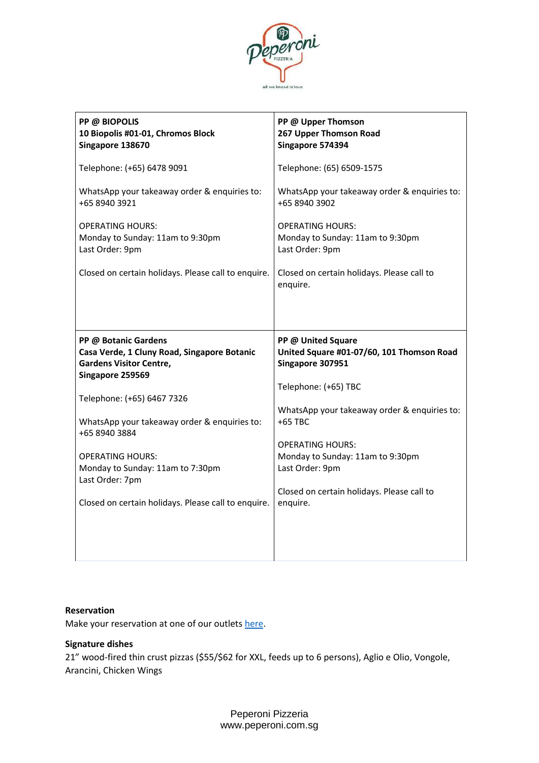| **PP @ BIOPOLIS**<br>**10 Biopolis #01-01, Chromos Block**<br>**Singapore 138670**<br><br>Telephone: (+65) 6478 9091<br><br>WhatsApp your takeaway order & enquiries to: +65 8940 3921<br><br>OPERATING HOURS:<br>Monday to Sunday: 11am to 9:30pm<br>Last Order: 9pm<br><br>Closed on certain holidays. Please call to enquire. | **PP @ Upper Thomson**<br>**267 Upper Thomson Road**<br>**Singapore 574394**<br><br>Telephone: (65) 6509-1575<br><br>WhatsApp your takeaway order & enquiries to: +65 8940 3902<br><br>OPERATING HOURS:<br>Monday to Sunday: 11am to 9:30pm<br>Last Order: 9pm<br><br>Closed on certain holidays. Please call to enquire. |
|---|---|
| **PP @ Botanic Gardens**<br>**Casa Verde, 1 Cluny Road, Singapore Botanic Gardens Visitor Centre,**<br>**Singapore 259569**<br><br>Telephone: (+65) 6467 7326<br><br>WhatsApp your takeaway order & enquiries to: +65 8940 3884<br><br>OPERATING HOURS:<br>Monday to Sunday: 11am to 7:30pm<br>Last Order: 7pm<br><br>Closed on certain holidays. Please call to enquire. | **PP @ United Square**<br>**United Square #01-07/60, 101 Thomson Road**<br>**Singapore 307951**<br><br>Telephone: (+65) TBC<br><br>WhatsApp your takeaway order & enquiries to: +65 TBC<br><br>OPERATING HOURS:<br>Monday to Sunday: 11am to 9:30pm<br>Last Order: 9pm<br><br>Closed on certain holidays. Please call to enquire. |

**Reservation**

Make your reservation at one of our outlets here.

**Signature dishes**

21" wood-fired thin crust pizzas ($55/$62 for XXL, feeds up to 6 persons), Aglio e Olio, Vongole, Arancini, Chicken Wings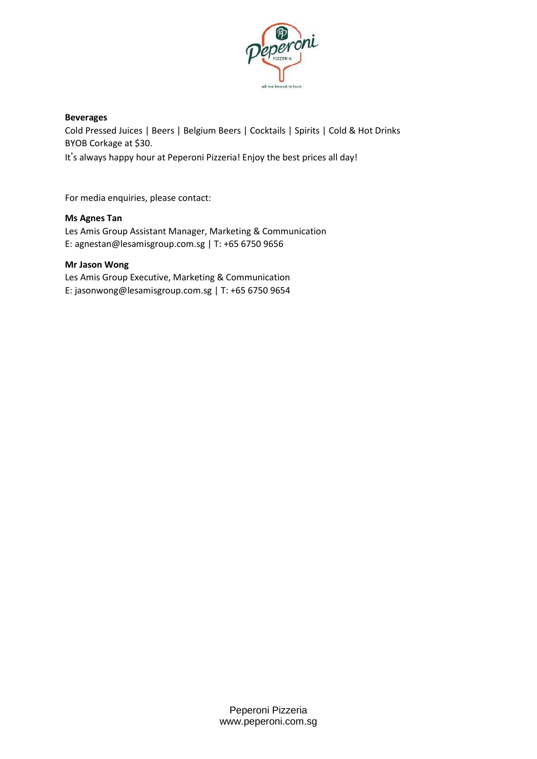**Beverages**

Cold Pressed Juices | Beers | Belgium Beers | Cocktails | Spirits | Cold & Hot Drinks

BYOB Corkage at $30.

It's always happy hour at Peperoni Pizzeria! Enjoy the best prices all day!

For media enquiries, please contact:

**Ms Agnes Tan**

Les Amis Group Assistant Manager, Marketing & Communication

E: agnestan@lesamisgroup.com.sg | T: +65 6750 9656

**Mr Jason Wong**

Les Amis Group Executive, Marketing & Communication

E: jasonwong@lesamisgroup.com.sg | T: +65 6750 9654